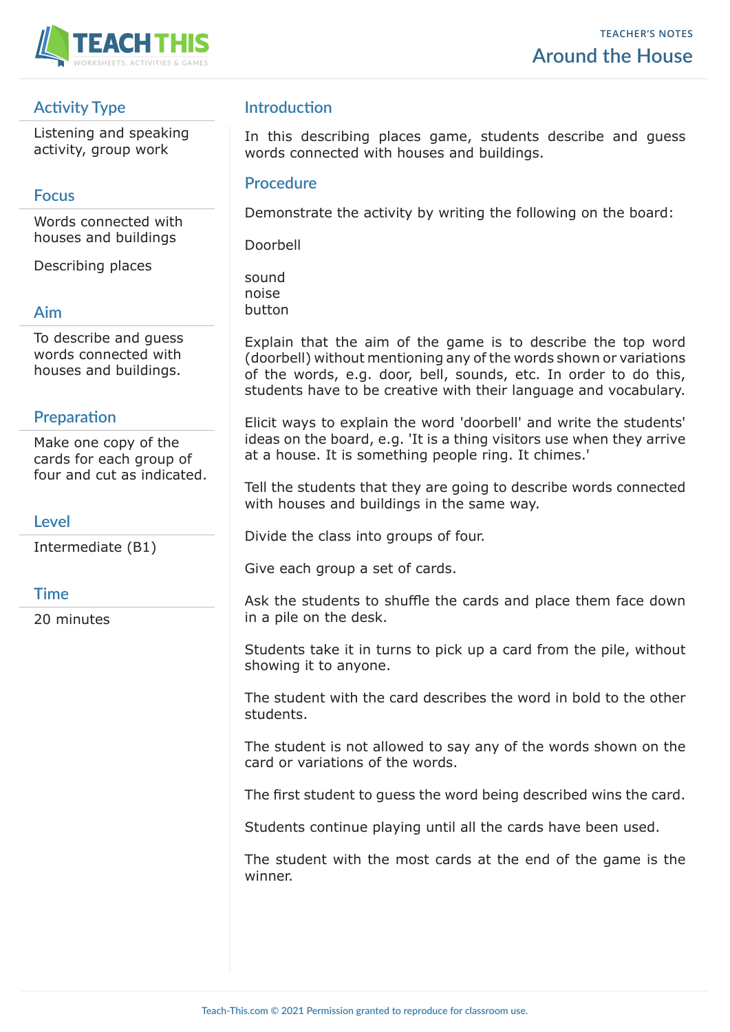TEACHER'S NOTES

# Around the House

## Activity Type

Listening and speaking activity, group work

## Focus

Words connected with houses and buildings

Describing places

## Aim

To describe and guess words connected with houses and buildings.

## Preparation

Make one copy of the cards for each group of four and cut as indicated.

## Level

Intermediate (B1)

## Time

20 minutes

## Introduction

In this describing places game, students describe and guess words connected with houses and buildings.

## Procedure

Demonstrate the activity by writing the following on the board:

Doorbell

sound
noise
button

Explain that the aim of the game is to describe the top word (doorbell) without mentioning any of the words shown or variations of the words, e.g. door, bell, sounds, etc. In order to do this, students have to be creative with their language and vocabulary.

Elicit ways to explain the word 'doorbell' and write the students' ideas on the board, e.g. 'It is a thing visitors use when they arrive at a house. It is something people ring. It chimes.'

Tell the students that they are going to describe words connected with houses and buildings in the same way.

Divide the class into groups of four.

Give each group a set of cards.

Ask the students to shuffle the cards and place them face down in a pile on the desk.

Students take it in turns to pick up a card from the pile, without showing it to anyone.

The student with the card describes the word in bold to the other students.

The student is not allowed to say any of the words shown on the card or variations of the words.

The first student to guess the word being described wins the card.

Students continue playing until all the cards have been used.

The student with the most cards at the end of the game is the winner.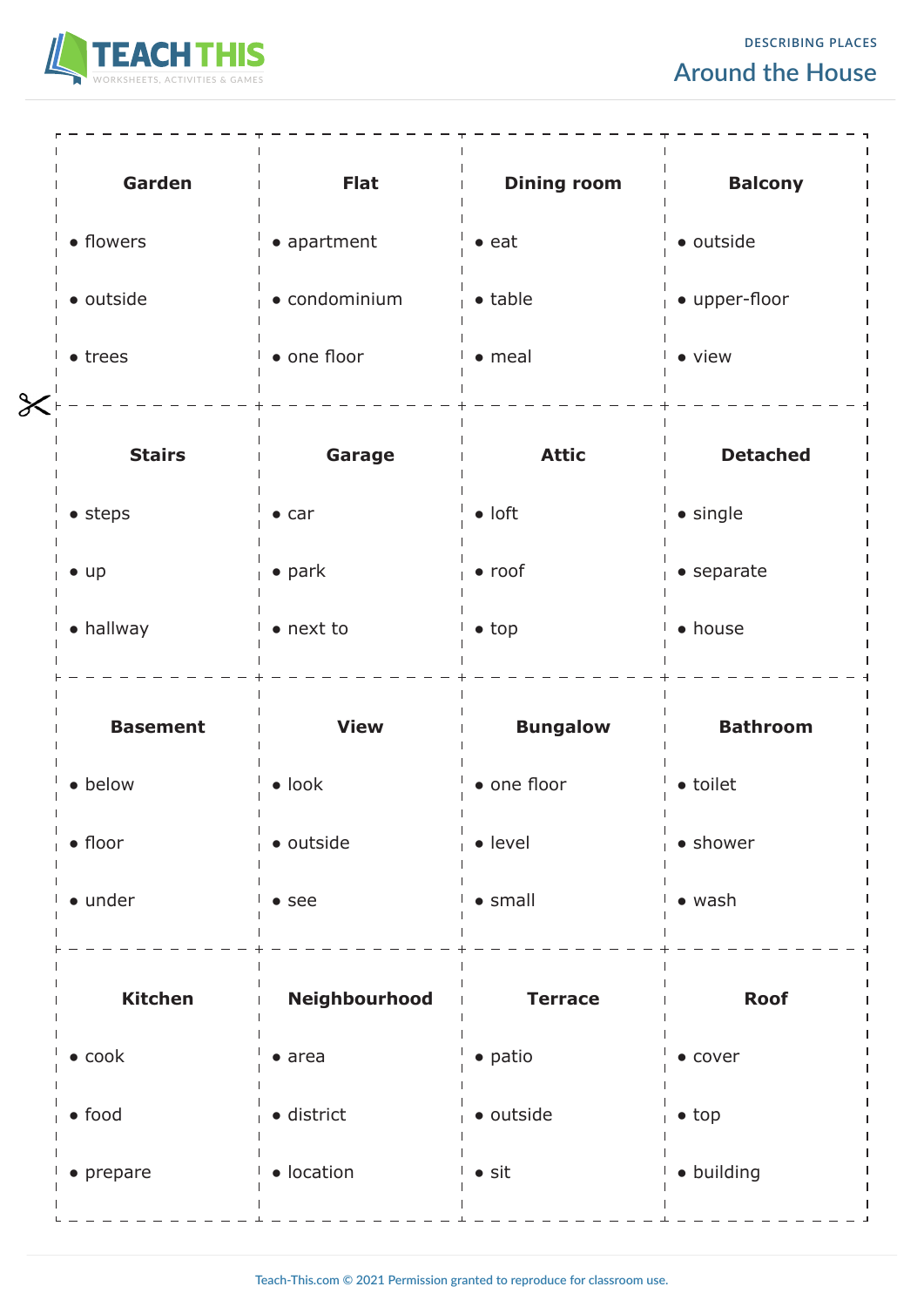**DESCRIBING PLACES**

# Around the House

| | | | |
|---|---|---|---|
| **Garden**<br>• flowers<br>• outside<br>• trees | **Flat**<br>• apartment<br>• condominium<br>• one floor | **Dining room**<br>• eat<br>• table<br>• meal | **Balcony**<br>• outside<br>• upper-floor<br>• view |
| **Stairs**<br>• steps<br>• up<br>• hallway | **Garage**<br>• car<br>• park<br>• next to | **Attic**<br>• loft<br>• roof<br>• top | **Detached**<br>• single<br>• separate<br>• house |
| **Basement**<br>• below<br>• floor<br>• under | **View**<br>• look<br>• outside<br>• see | **Bungalow**<br>• one floor<br>• level<br>• small | **Bathroom**<br>• toilet<br>• shower<br>• wash |
| **Kitchen**<br>• cook<br>• food<br>• prepare | **Neighbourhood**<br>• area<br>• district<br>• location | **Terrace**<br>• patio<br>• outside<br>• sit | **Roof**<br>• cover<br>• top<br>• building |